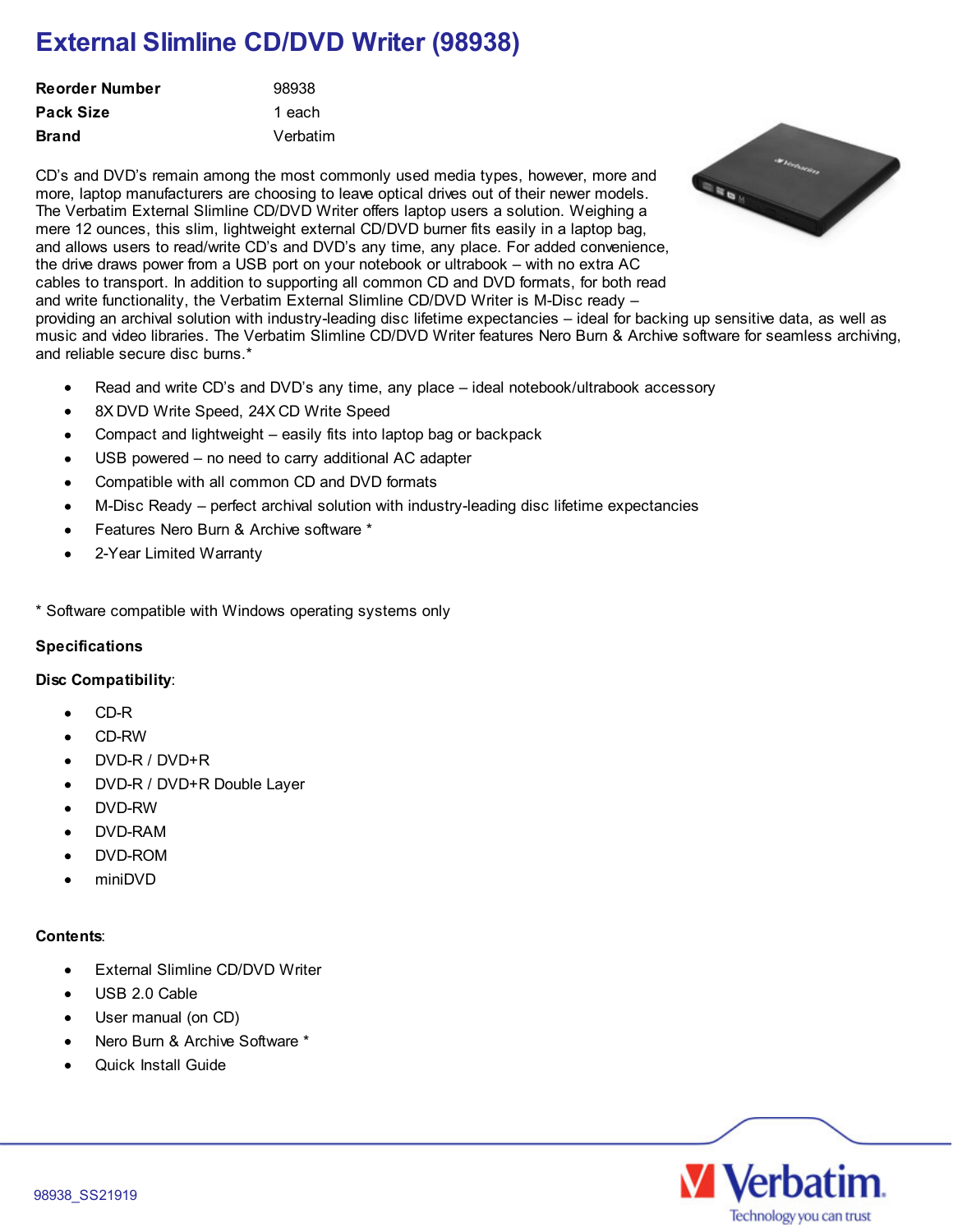# External Slimline CD/DVD Writer (98938)

| | |
|---|---|
| **Reorder Number** | 98938 |
| **Pack Size** | 1 each |
| **Brand** | Verbatim |

CD's and DVD's remain among the most commonly used media types, however, more and more, laptop manufacturers are choosing to leave optical drives out of their newer models. The Verbatim External Slimline CD/DVD Writer offers laptop users a solution. Weighing a mere 12 ounces, this slim, lightweight external CD/DVD burner fits easily in a laptop bag, and allows users to read/write CD's and DVD's any time, any place. For added convenience, the drive draws power from a USB port on your notebook or ultrabook – with no extra AC cables to transport. In addition to supporting all common CD and DVD formats, for both read and write functionality, the Verbatim External Slimline CD/DVD Writer is M-Disc ready – providing an archival solution with industry-leading disc lifetime expectancies – ideal for backing up sensitive data, as well as music and video libraries. The Verbatim Slimline CD/DVD Writer features Nero Burn & Archive software for seamless archiving, and reliable secure disc burns.*

- Read and write CD's and DVD's any time, any place – ideal notebook/ultrabook accessory
- 8X DVD Write Speed, 24X CD Write Speed
- Compact and lightweight – easily fits into laptop bag or backpack
- USB powered – no need to carry additional AC adapter
- Compatible with all common CD and DVD formats
- M-Disc Ready – perfect archival solution with industry-leading disc lifetime expectancies
- Features Nero Burn & Archive software *
- 2-Year Limited Warranty

\* Software compatible with Windows operating systems only

**Specifications**

**Disc Compatibility**:

- CD-R
- CD-RW
- DVD-R / DVD+R
- DVD-R / DVD+R Double Layer
- DVD-RW
- DVD-RAM
- DVD-ROM
- miniDVD

**Contents**:

- External Slimline CD/DVD Writer
- USB 2.0 Cable
- User manual (on CD)
- Nero Burn & Archive Software *
- Quick Install Guide

98938_SS21919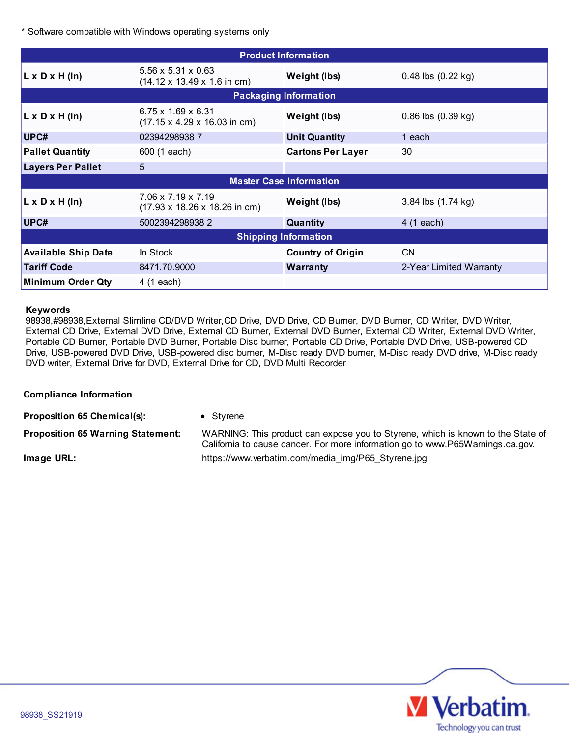* Software compatible with Windows operating systems only

| Product Information | | | |
|---|---|---|---|
| **L x D x H (In)** | 5.56 x 5.31 x 0.63 (14.12 x 13.49 x 1.6 in cm) | **Weight (lbs)** | 0.48 lbs (0.22 kg) |
| **Packaging Information** | | | |
| **L x D x H (In)** | 6.75 x 1.69 x 6.31 (17.15 x 4.29 x 16.03 in cm) | **Weight (lbs)** | 0.86 lbs (0.39 kg) |
| **UPC#** | 02394298938 7 | **Unit Quantity** | 1 each |
| **Pallet Quantity** | 600 (1 each) | **Cartons Per Layer** | 30 |
| **Layers Per Pallet** | 5 | | |
| **Master Case Information** | | | |
| **L x D x H (In)** | 7.06 x 7.19 x 7.19 (17.93 x 18.26 x 18.26 in cm) | **Weight (lbs)** | 3.84 lbs (1.74 kg) |
| **UPC#** | 5002394298938 2 | **Quantity** | 4 (1 each) |
| **Shipping Information** | | | |
| **Available Ship Date** | In Stock | **Country of Origin** | CN |
| **Tariff Code** | 8471.70.9000 | **Warranty** | 2-Year Limited Warranty |
| **Minimum Order Qty** | 4 (1 each) | | |

**Keywords**
98938,#98938,External Slimline CD/DVD Writer,CD Drive, DVD Drive, CD Burner, DVD Burner, CD Writer, DVD Writer, External CD Drive, External DVD Drive, External CD Burner, External DVD Burner, External CD Writer, External DVD Writer, Portable CD Burner, Portable DVD Burner, Portable Disc burner, Portable CD Drive, Portable DVD Drive, USB-powered CD Drive, USB-powered DVD Drive, USB-powered disc burner, M-Disc ready DVD burner, M-Disc ready DVD drive, M-Disc ready DVD writer, External Drive for DVD, External Drive for CD, DVD Multi Recorder

**Compliance Information**

**Proposition 65 Chemical(s):**

- Styrene

**Proposition 65 Warning Statement:** WARNING: This product can expose you to Styrene, which is known to the State of California to cause cancer. For more information go to www.P65Warnings.ca.gov.

**Image URL:** https://www.verbatim.com/media_img/P65_Styrene.jpg

98938_SS21919

Verbatim
Technology you can trust